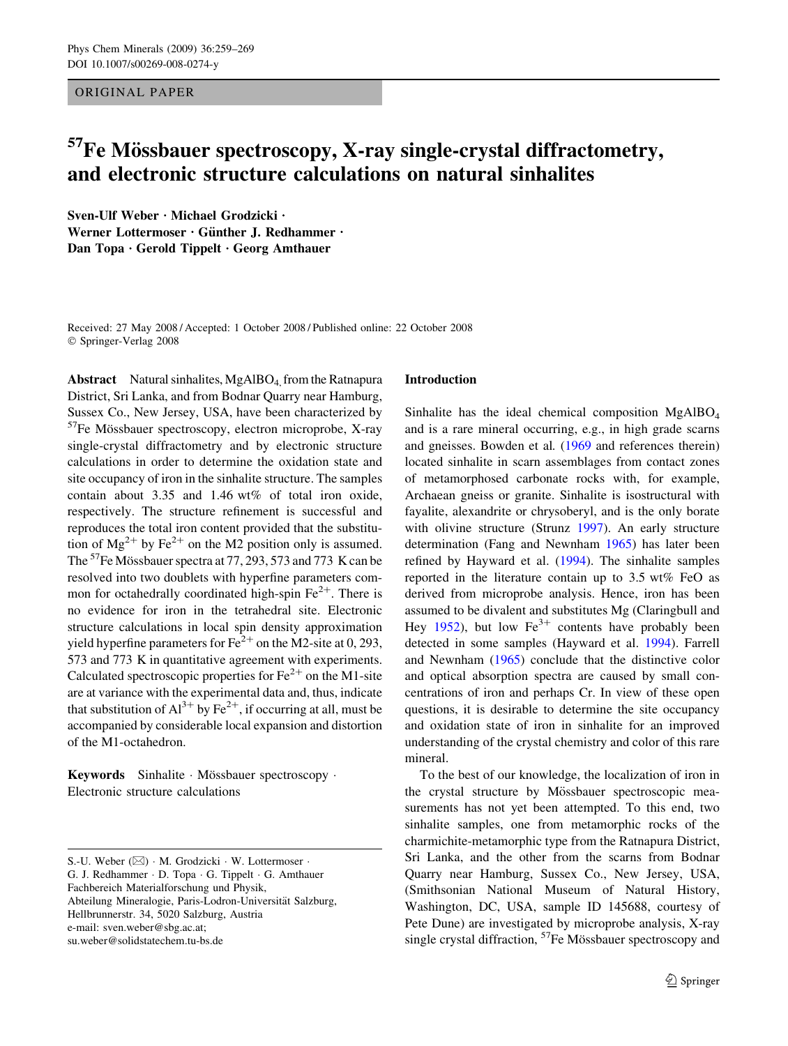ORIGINAL PAPER

# $^{57}$Fe Mössbauer spectroscopy, X-ray single-crystal diffractometry, and electronic structure calculations on natural sinhalites

**Sven-Ulf Weber · Michael Grodzicki · Werner Lottermoser · Günther J. Redhammer · Dan Topa · Gerold Tippelt · Georg Amthauer**

Received: 27 May 2008 / Accepted: 1 October 2008 / Published online: 22 October 2008
© Springer-Verlag 2008

**Abstract** Natural sinhalites, $MgAlBO_4$, from the Ratnapura District, Sri Lanka, and from Bodnar Quarry near Hamburg, Sussex Co., New Jersey, USA, have been characterized by $^{57}$Fe Mössbauer spectroscopy, electron microprobe, X-ray single-crystal diffractometry and by electronic structure calculations in order to determine the oxidation state and site occupancy of iron in the sinhalite structure. The samples contain about 3.35 and 1.46 wt% of total iron oxide, respectively. The structure refinement is successful and reproduces the total iron content provided that the substitution of $Mg^{2+}$ by $Fe^{2+}$ on the M2 position only is assumed. The $^{57}$Fe Mössbauer spectra at 77, 293, 573 and 773 K can be resolved into two doublets with hyperfine parameters common for octahedrally coordinated high-spin $Fe^{2+}$. There is no evidence for iron in the tetrahedral site. Electronic structure calculations in local spin density approximation yield hyperfine parameters for $Fe^{2+}$ on the M2-site at 0, 293, 573 and 773 K in quantitative agreement with experiments. Calculated spectroscopic properties for $Fe^{2+}$ on the M1-site are at variance with the experimental data and, thus, indicate that substitution of $Al^{3+}$ by $Fe^{2+}$, if occurring at all, must be accompanied by considerable local expansion and distortion of the M1-octahedron.

**Keywords** Sinhalite · Mössbauer spectroscopy · Electronic structure calculations

S.-U. Weber (✉) · M. Grodzicki · W. Lottermoser · G. J. Redhammer · D. Topa · G. Tippelt · G. Amthauer
Fachbereich Materialforschung und Physik, Abteilung Mineralogie, Paris-Lodron-Universität Salzburg, Hellbrunnerstr. 34, 5020 Salzburg, Austria
e-mail: sven.weber@sbg.ac.at; su.weber@solidstatechem.tu-bs.de

## Introduction

Sinhalite has the ideal chemical composition $MgAlBO_4$ and is a rare mineral occurring, e.g., in high grade scarns and gneisses. Bowden et al. (1969 and references therein) located sinhalite in scarn assemblages from contact zones of metamorphosed carbonate rocks with, for example, Archaean gneiss or granite. Sinhalite is isostructural with fayalite, alexandrite or chrysoberyl, and is the only borate with olivine structure (Strunz 1997). An early structure determination (Fang and Newnham 1965) has later been refined by Hayward et al. (1994). The sinhalite samples reported in the literature contain up to 3.5 wt% FeO as derived from microprobe analysis. Hence, iron has been assumed to be divalent and substitutes Mg (Claringbull and Hey 1952), but low $Fe^{3+}$ contents have probably been detected in some samples (Hayward et al. 1994). Farrell and Newnham (1965) conclude that the distinctive color and optical absorption spectra are caused by small concentrations of iron and perhaps Cr. In view of these open questions, it is desirable to determine the site occupancy and oxidation state of iron in sinhalite for an improved understanding of the crystal chemistry and color of this rare mineral.

To the best of our knowledge, the localization of iron in the crystal structure by Mössbauer spectroscopic measurements has not yet been attempted. To this end, two sinhalite samples, one from metamorphic rocks of the charmichite-metamorphic type from the Ratnapura District, Sri Lanka, and the other from the scarns from Bodnar Quarry near Hamburg, Sussex Co., New Jersey, USA, (Smithsonian National Museum of Natural History, Washington, DC, USA, sample ID 145688, courtesy of Pete Dune) are investigated by microprobe analysis, X-ray single crystal diffraction, $^{57}$Fe Mössbauer spectroscopy and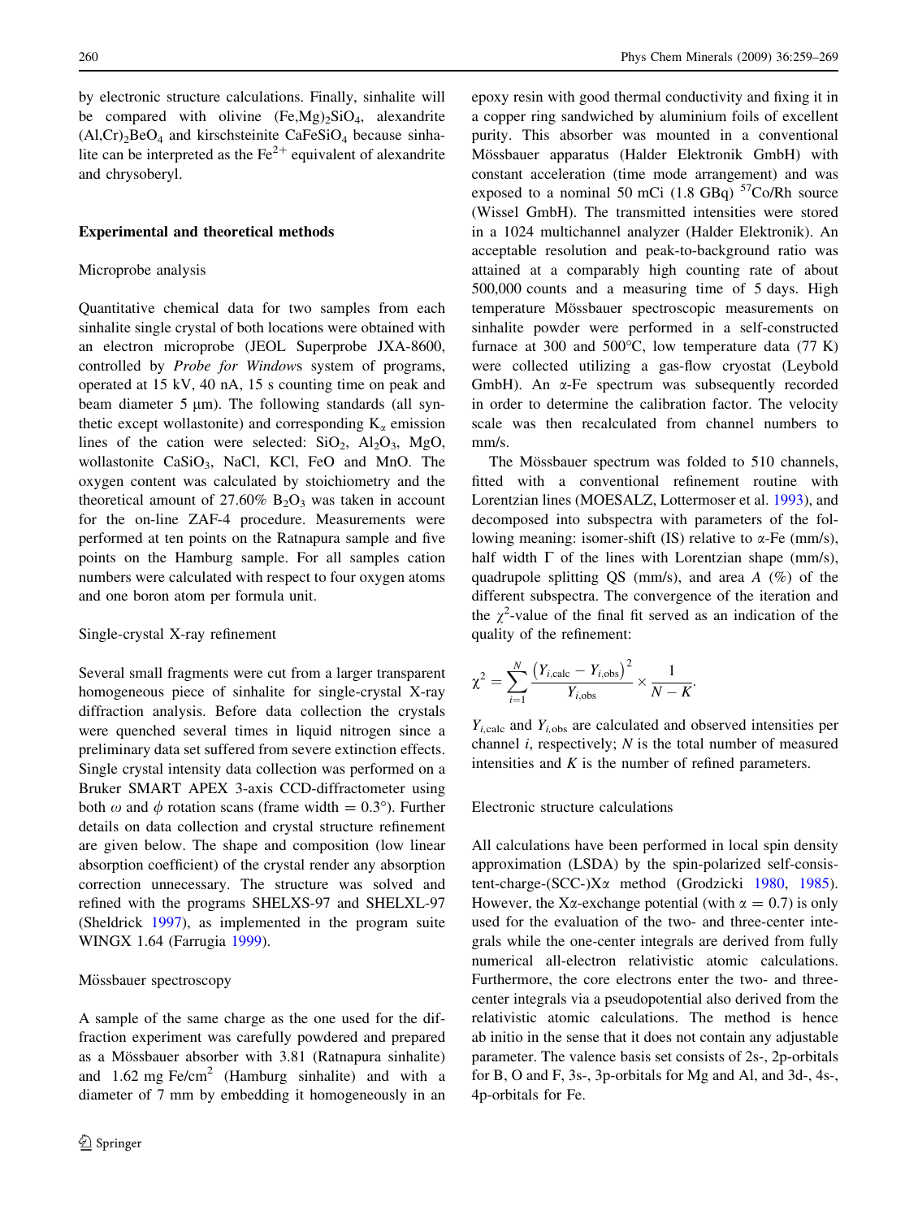by electronic structure calculations. Finally, sinhalite will be compared with olivine $(Fe,Mg)_2SiO_4$, alexandrite $(Al,Cr)_2BeO_4$ and kirschsteinite $CaFeSiO_4$ because sinhalite can be interpreted as the $Fe^{2+}$ equivalent of alexandrite and chrysoberyl.

## Experimental and theoretical methods

### Microprobe analysis

Quantitative chemical data for two samples from each sinhalite single crystal of both locations were obtained with an electron microprobe (JEOL Superprobe JXA-8600, controlled by *Probe for Windows* system of programs, operated at 15 kV, 40 nA, 15 s counting time on peak and beam diameter 5 μm). The following standards (all synthetic except wollastonite) and corresponding $K_\alpha$ emission lines of the cation were selected: $SiO_2$, $Al_2O_3$, MgO, wollastonite $CaSiO_3$, NaCl, KCl, FeO and MnO. The oxygen content was calculated by stoichiometry and the theoretical amount of 27.60% $B_2O_3$ was taken in account for the on-line ZAF-4 procedure. Measurements were performed at ten points on the Ratnapura sample and five points on the Hamburg sample. For all samples cation numbers were calculated with respect to four oxygen atoms and one boron atom per formula unit.

### Single-crystal X-ray refinement

Several small fragments were cut from a larger transparent homogeneous piece of sinhalite for single-crystal X-ray diffraction analysis. Before data collection the crystals were quenched several times in liquid nitrogen since a preliminary data set suffered from severe extinction effects. Single crystal intensity data collection was performed on a Bruker SMART APEX 3-axis CCD-diffractometer using both $\omega$ and $\phi$ rotation scans (frame width = 0.3°). Further details on data collection and crystal structure refinement are given below. The shape and composition (low linear absorption coefficient) of the crystal render any absorption correction unnecessary. The structure was solved and refined with the programs SHELXS-97 and SHELXL-97 (Sheldrick 1997), as implemented in the program suite WINGX 1.64 (Farrugia 1999).

### Mössbauer spectroscopy

A sample of the same charge as the one used for the diffraction experiment was carefully powdered and prepared as a Mössbauer absorber with 3.81 (Ratnapura sinhalite) and 1.62 mg Fe/cm$^2$ (Hamburg sinhalite) and with a diameter of 7 mm by embedding it homogeneously in an epoxy resin with good thermal conductivity and fixing it in a copper ring sandwiched by aluminium foils of excellent purity. This absorber was mounted in a conventional Mössbauer apparatus (Halder Elektronik GmbH) with constant acceleration (time mode arrangement) and was exposed to a nominal 50 mCi (1.8 GBq) $^{57}$Co/Rh source (Wissel GmbH). The transmitted intensities were stored in a 1024 multichannel analyzer (Halder Elektronik). An acceptable resolution and peak-to-background ratio was attained at a comparably high counting rate of about 500,000 counts and a measuring time of 5 days. High temperature Mössbauer spectroscopic measurements on sinhalite powder were performed in a self-constructed furnace at 300 and 500°C, low temperature data (77 K) were collected utilizing a gas-flow cryostat (Leybold GmbH). An α-Fe spectrum was subsequently recorded in order to determine the calibration factor. The velocity scale was then recalculated from channel numbers to mm/s.

The Mössbauer spectrum was folded to 510 channels, fitted with a conventional refinement routine with Lorentzian lines (MOESALZ, Lottermoser et al. 1993), and decomposed into subspectra with parameters of the following meaning: isomer-shift (IS) relative to α-Fe (mm/s), half width Γ of the lines with Lorentzian shape (mm/s), quadrupole splitting QS (mm/s), and area $A$ (%) of the different subspectra. The convergence of the iteration and the $\chi^2$-value of the final fit served as an indication of the quality of the refinement:

$$\chi^2 = \sum_{i=1}^{N} \frac{\left(Y_{i,\text{calc}} - Y_{i,\text{obs}}\right)^2}{Y_{i,\text{obs}}} \times \frac{1}{N-K}.$$

$Y_{i,\text{calc}}$ and $Y_{i,\text{obs}}$ are calculated and observed intensities per channel $i$, respectively; $N$ is the total number of measured intensities and $K$ is the number of refined parameters.

### Electronic structure calculations

All calculations have been performed in local spin density approximation (LSDA) by the spin-polarized self-consistent-charge-(SCC-)Xα method (Grodzicki 1980, 1985). However, the Xα-exchange potential (with α = 0.7) is only used for the evaluation of the two- and three-center integrals while the one-center integrals are derived from fully numerical all-electron relativistic atomic calculations. Furthermore, the core electrons enter the two- and three-center integrals via a pseudopotential also derived from the relativistic atomic calculations. The method is hence ab initio in the sense that it does not contain any adjustable parameter. The valence basis set consists of 2s-, 2p-orbitals for B, O and F, 3s-, 3p-orbitals for Mg and Al, and 3d-, 4s-, 4p-orbitals for Fe.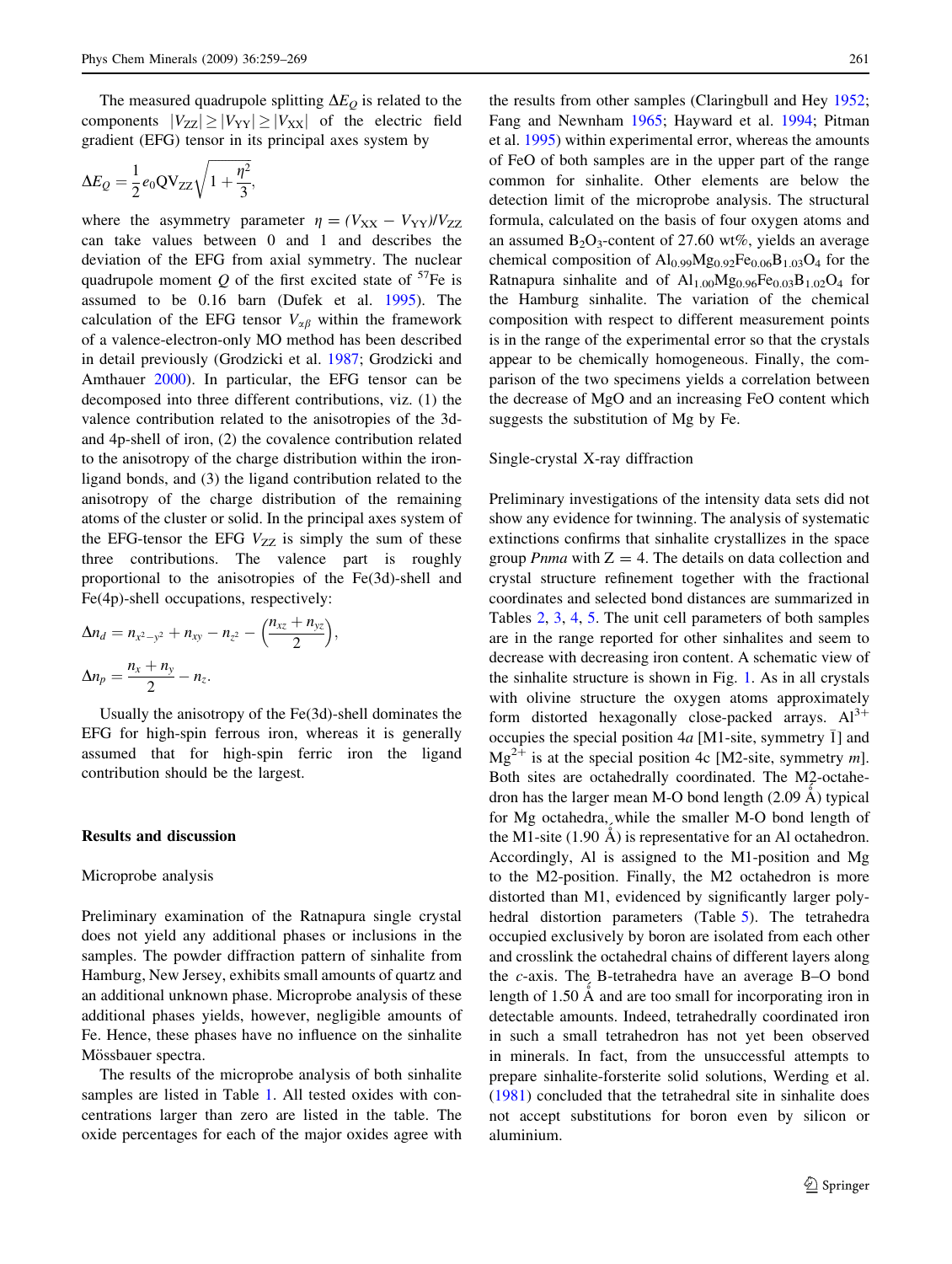The measured quadrupole splitting $\Delta E_Q$ is related to the components $|V_{ZZ}| \geq |V_{YY}| \geq |V_{XX}|$ of the electric field gradient (EFG) tensor in its principal axes system by

$$\Delta E_Q = \frac{1}{2} e_0 Q V_{ZZ} \sqrt{1 + \frac{\eta^2}{3}},$$

where the asymmetry parameter $\eta = (V_{XX} - V_{YY})/V_{ZZ}$ can take values between 0 and 1 and describes the deviation of the EFG from axial symmetry. The nuclear quadrupole moment $Q$ of the first excited state of $^{57}$Fe is assumed to be 0.16 barn (Dufek et al. 1995). The calculation of the EFG tensor $V_{\alpha\beta}$ within the framework of a valence-electron-only MO method has been described in detail previously (Grodzicki et al. 1987; Grodzicki and Amthauer 2000). In particular, the EFG tensor can be decomposed into three different contributions, viz. (1) the valence contribution related to the anisotropies of the 3d- and 4p-shell of iron, (2) the covalence contribution related to the anisotropy of the charge distribution within the iron-ligand bonds, and (3) the ligand contribution related to the anisotropy of the charge distribution of the remaining atoms of the cluster or solid. In the principal axes system of the EFG-tensor the EFG $V_{ZZ}$ is simply the sum of these three contributions. The valence part is roughly proportional to the anisotropies of the Fe(3d)-shell and Fe(4p)-shell occupations, respectively:

$$\Delta n_d = n_{x^2-y^2} + n_{xy} - n_{z^2} - \left(\frac{n_{xz} + n_{yz}}{2}\right),$$

$$\Delta n_p = \frac{n_x + n_y}{2} - n_z.$$

Usually the anisotropy of the Fe(3d)-shell dominates the EFG for high-spin ferrous iron, whereas it is generally assumed that for high-spin ferric iron the ligand contribution should be the largest.

## Results and discussion

### Microprobe analysis

Preliminary examination of the Ratnapura single crystal does not yield any additional phases or inclusions in the samples. The powder diffraction pattern of sinhalite from Hamburg, New Jersey, exhibits small amounts of quartz and an additional unknown phase. Microprobe analysis of these additional phases yields, however, negligible amounts of Fe. Hence, these phases have no influence on the sinhalite Mössbauer spectra.

The results of the microprobe analysis of both sinhalite samples are listed in Table 1. All tested oxides with concentrations larger than zero are listed in the table. The oxide percentages for each of the major oxides agree with the results from other samples (Claringbull and Hey 1952; Fang and Newnham 1965; Hayward et al. 1994; Pitman et al. 1995) within experimental error, whereas the amounts of FeO of both samples are in the upper part of the range common for sinhalite. Other elements are below the detection limit of the microprobe analysis. The structural formula, calculated on the basis of four oxygen atoms and an assumed $B_2O_3$-content of 27.60 wt%, yields an average chemical composition of $Al_{0.99}Mg_{0.92}Fe_{0.06}B_{1.03}O_4$ for the Ratnapura sinhalite and of $Al_{1.00}Mg_{0.96}Fe_{0.03}B_{1.02}O_4$ for the Hamburg sinhalite. The variation of the chemical composition with respect to different measurement points is in the range of the experimental error so that the crystals appear to be chemically homogeneous. Finally, the comparison of the two specimens yields a correlation between the decrease of MgO and an increasing FeO content which suggests the substitution of Mg by Fe.

### Single-crystal X-ray diffraction

Preliminary investigations of the intensity data sets did not show any evidence for twinning. The analysis of systematic extinctions confirms that sinhalite crystallizes in the space group *Pnma* with Z = 4. The details on data collection and crystal structure refinement together with the fractional coordinates and selected bond distances are summarized in Tables 2, 3, 4, 5. The unit cell parameters of both samples are in the range reported for other sinhalites and seem to decrease with decreasing iron content. A schematic view of the sinhalite structure is shown in Fig. 1. As in all crystals with olivine structure the oxygen atoms approximately form distorted hexagonally close-packed arrays. $Al^{3+}$ occupies the special position 4*a* [M1-site, symmetry $\bar{1}$] and $Mg^{2+}$ is at the special position 4c [M2-site, symmetry *m*]. Both sites are octahedrally coordinated. The M2-octahedron has the larger mean M-O bond length (2.09 Å) typical for Mg octahedra, while the smaller M-O bond length of the M1-site (1.90 Å) is representative for an Al octahedron. Accordingly, Al is assigned to the M1-position and Mg to the M2-position. Finally, the M2 octahedron is more distorted than M1, evidenced by significantly larger polyhedral distortion parameters (Table 5). The tetrahedra occupied exclusively by boron are isolated from each other and crosslink the octahedral chains of different layers along the *c*-axis. The B-tetrahedra have an average B–O bond length of 1.50 Å and are too small for incorporating iron in detectable amounts. Indeed, tetrahedrally coordinated iron in such a small tetrahedron has not yet been observed in minerals. In fact, from the unsuccessful attempts to prepare sinhalite-forsterite solid solutions, Werding et al. (1981) concluded that the tetrahedral site in sinhalite does not accept substitutions for boron even by silicon or aluminium.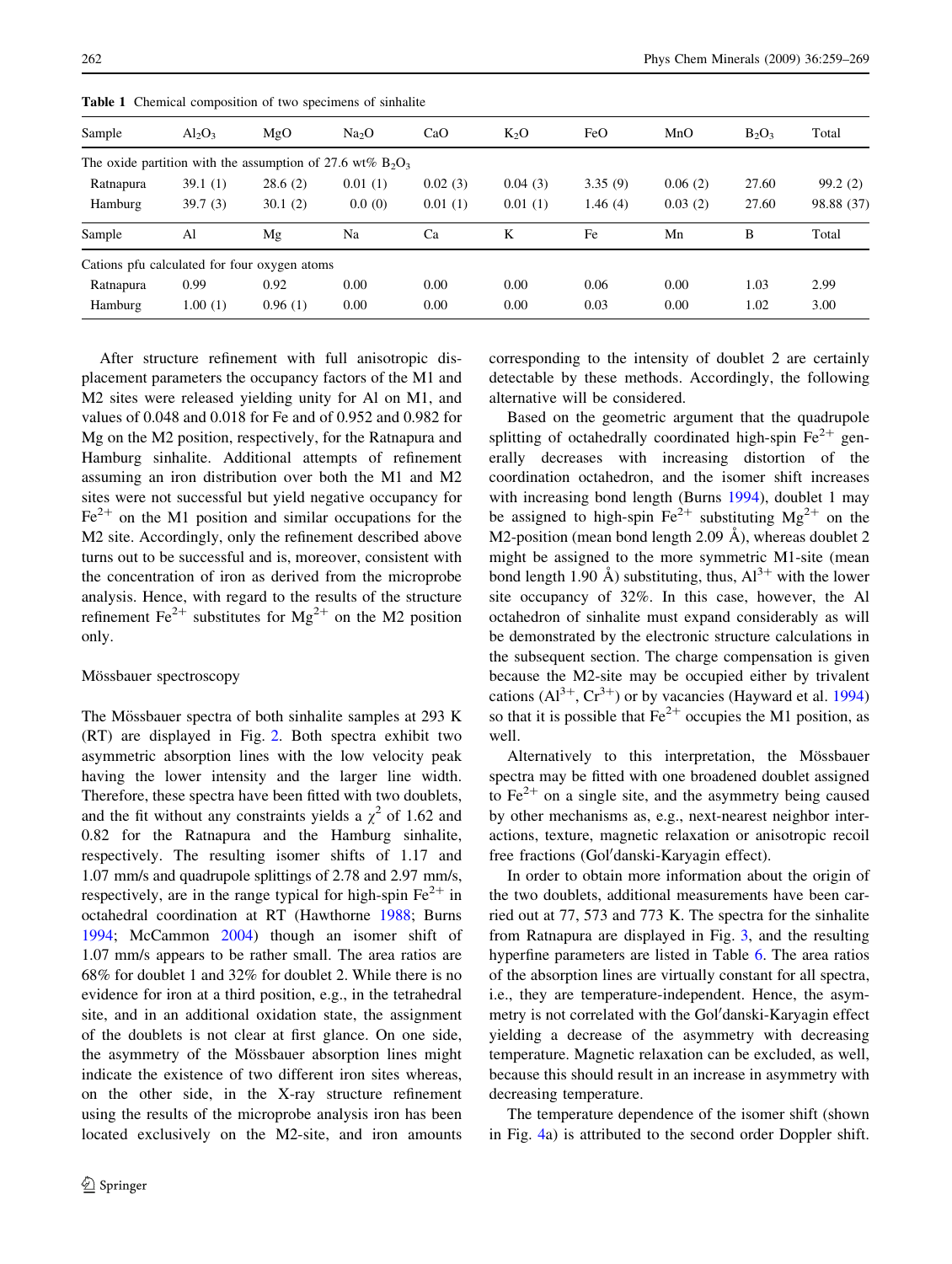**Table 1** Chemical composition of two specimens of sinhalite

| Sample | $Al_2O_3$ | MgO | $Na_2O$ | CaO | $K_2O$ | FeO | MnO | $B_2O_3$ | Total |
|---|---|---|---|---|---|---|---|---|---|
| The oxide partition with the assumption of 27.6 wt% $B_2O_3$ | | | | | | | | | |
| Ratnapura | 39.1 (1) | 28.6 (2) | 0.01 (1) | 0.02 (3) | 0.04 (3) | 3.35 (9) | 0.06 (2) | 27.60 | 99.2 (2) |
| Hamburg | 39.7 (3) | 30.1 (2) | 0.0 (0) | 0.01 (1) | 0.01 (1) | 1.46 (4) | 0.03 (2) | 27.60 | 98.88 (37) |
| **Sample** | **Al** | **Mg** | **Na** | **Ca** | **K** | **Fe** | **Mn** | **B** | **Total** |
| Cations pfu calculated for four oxygen atoms | | | | | | | | | |
| Ratnapura | 0.99 | 0.92 | 0.00 | 0.00 | 0.00 | 0.06 | 0.00 | 1.03 | 2.99 |
| Hamburg | 1.00 (1) | 0.96 (1) | 0.00 | 0.00 | 0.00 | 0.03 | 0.00 | 1.02 | 3.00 |

After structure refinement with full anisotropic displacement parameters the occupancy factors of the M1 and M2 sites were released yielding unity for Al on M1, and values of 0.048 and 0.018 for Fe and of 0.952 and 0.982 for Mg on the M2 position, respectively, for the Ratnapura and Hamburg sinhalite. Additional attempts of refinement assuming an iron distribution over both the M1 and M2 sites were not successful but yield negative occupancy for $Fe^{2+}$ on the M1 position and similar occupations for the M2 site. Accordingly, only the refinement described above turns out to be successful and is, moreover, consistent with the concentration of iron as derived from the microprobe analysis. Hence, with regard to the results of the structure refinement $Fe^{2+}$ substitutes for $Mg^{2+}$ on the M2 position only.

## Mössbauer spectroscopy

The Mössbauer spectra of both sinhalite samples at 293 K (RT) are displayed in Fig. 2. Both spectra exhibit two asymmetric absorption lines with the low velocity peak having the lower intensity and the larger line width. Therefore, these spectra have been fitted with two doublets, and the fit without any constraints yields a $\chi^2$ of 1.62 and 0.82 for the Ratnapura and the Hamburg sinhalite, respectively. The resulting isomer shifts of 1.17 and 1.07 mm/s and quadrupole splittings of 2.78 and 2.97 mm/s, respectively, are in the range typical for high-spin $Fe^{2+}$ in octahedral coordination at RT (Hawthorne 1988; Burns 1994; McCammon 2004) though an isomer shift of 1.07 mm/s appears to be rather small. The area ratios are 68% for doublet 1 and 32% for doublet 2. While there is no evidence for iron at a third position, e.g., in the tetrahedral site, and in an additional oxidation state, the assignment of the doublets is not clear at first glance. On one side, the asymmetry of the Mössbauer absorption lines might indicate the existence of two different iron sites whereas, on the other side, in the X-ray structure refinement using the results of the microprobe analysis iron has been located exclusively on the M2-site, and iron amounts corresponding to the intensity of doublet 2 are certainly detectable by these methods. Accordingly, the following alternative will be considered.

Based on the geometric argument that the quadrupole splitting of octahedrally coordinated high-spin $Fe^{2+}$ generally decreases with increasing distortion of the coordination octahedron, and the isomer shift increases with increasing bond length (Burns 1994), doublet 1 may be assigned to high-spin $Fe^{2+}$ substituting $Mg^{2+}$ on the M2-position (mean bond length 2.09 Å), whereas doublet 2 might be assigned to the more symmetric M1-site (mean bond length 1.90 Å) substituting, thus, $Al^{3+}$ with the lower site occupancy of 32%. In this case, however, the Al octahedron of sinhalite must expand considerably as will be demonstrated by the electronic structure calculations in the subsequent section. The charge compensation is given because the M2-site may be occupied either by trivalent cations ($Al^{3+}$, $Cr^{3+}$) or by vacancies (Hayward et al. 1994) so that it is possible that $Fe^{2+}$ occupies the M1 position, as well.

Alternatively to this interpretation, the Mössbauer spectra may be fitted with one broadened doublet assigned to $Fe^{2+}$ on a single site, and the asymmetry being caused by other mechanisms as, e.g., next-nearest neighbor interactions, texture, magnetic relaxation or anisotropic recoil free fractions (Gol′danski-Karyagin effect).

In order to obtain more information about the origin of the two doublets, additional measurements have been carried out at 77, 573 and 773 K. The spectra for the sinhalite from Ratnapura are displayed in Fig. 3, and the resulting hyperfine parameters are listed in Table 6. The area ratios of the absorption lines are virtually constant for all spectra, i.e., they are temperature-independent. Hence, the asymmetry is not correlated with the Gol′danski-Karyagin effect yielding a decrease of the asymmetry with decreasing temperature. Magnetic relaxation can be excluded, as well, because this should result in an increase in asymmetry with decreasing temperature.

The temperature dependence of the isomer shift (shown in Fig. 4a) is attributed to the second order Doppler shift.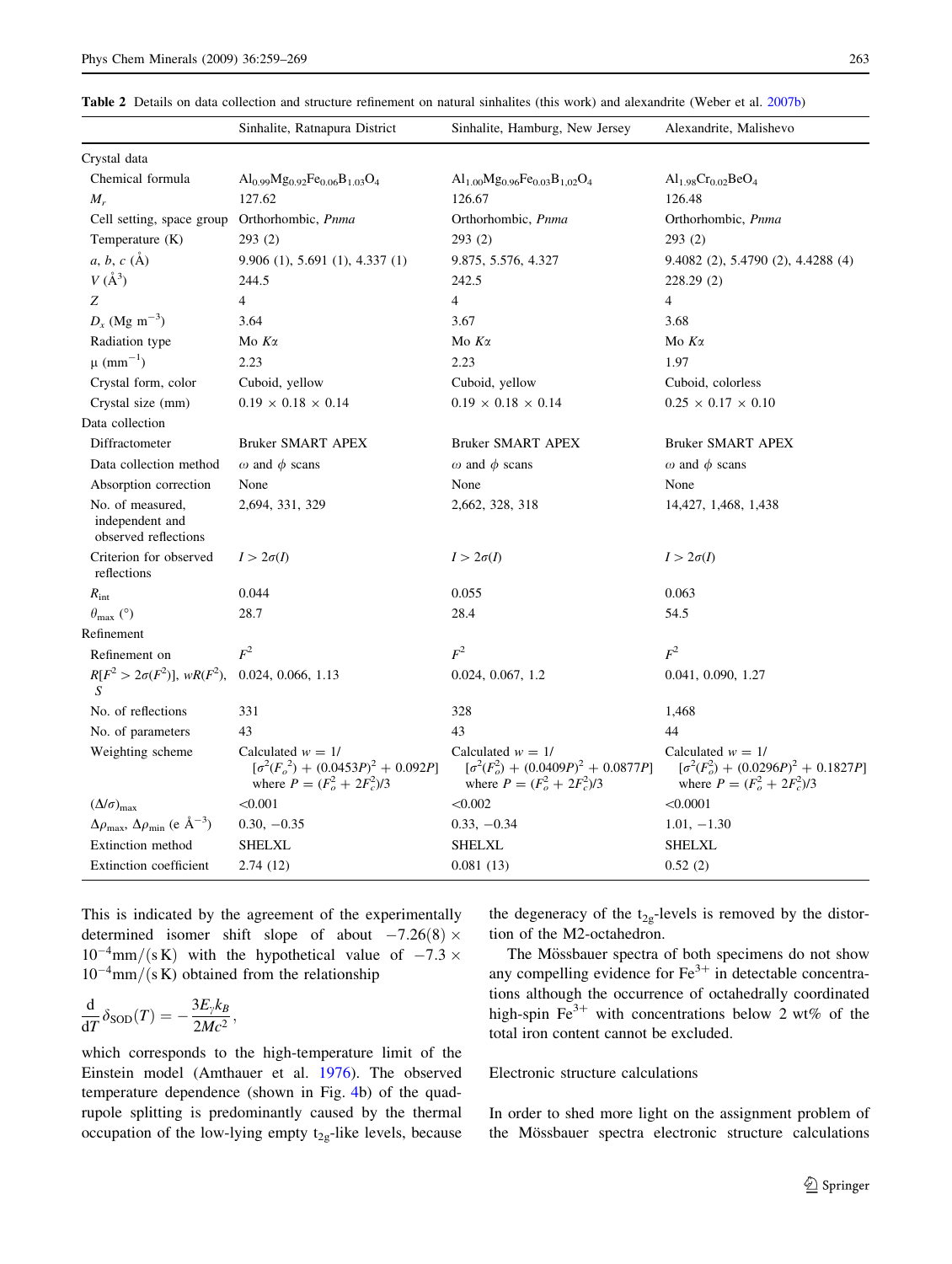**Table 2** Details on data collection and structure refinement on natural sinhalites (this work) and alexandrite (Weber et al. 2007b)

| | Sinhalite, Ratnapura District | Sinhalite, Hamburg, New Jersey | Alexandrite, Malishevo |
|---|---|---|---|
| Crystal data | | | |
| Chemical formula | $Al_{0.99}Mg_{0.92}Fe_{0.06}B_{1.03}O_4$ | $Al_{1.00}Mg_{0.96}Fe_{0.03}B_{1.02}O_4$ | $Al_{1.98}Cr_{0.02}BeO_4$ |
| $M_r$ | 127.62 | 126.67 | 126.48 |
| Cell setting, space group | Orthorhombic, *Pnma* | Orthorhombic, *Pnma* | Orthorhombic, *Pnma* |
| Temperature (K) | 293 (2) | 293 (2) | 293 (2) |
| *a*, *b*, *c* (Å) | 9.906 (1), 5.691 (1), 4.337 (1) | 9.875, 5.576, 4.327 | 9.4082 (2), 5.4790 (2), 4.4288 (4) |
| $V$ (Å$^3$) | 244.5 | 242.5 | 228.29 (2) |
| $Z$ | 4 | 4 | 4 |
| $D_x$ (Mg m$^{-3}$) | 3.64 | 3.67 | 3.68 |
| Radiation type | Mo *Kα* | Mo *Kα* | Mo *Kα* |
| μ (mm$^{-1}$) | 2.23 | 2.23 | 1.97 |
| Crystal form, color | Cuboid, yellow | Cuboid, yellow | Cuboid, colorless |
| Crystal size (mm) | 0.19 × 0.18 × 0.14 | 0.19 × 0.18 × 0.14 | 0.25 × 0.17 × 0.10 |
| Data collection | | | |
| Diffractometer | Bruker SMART APEX | Bruker SMART APEX | Bruker SMART APEX |
| Data collection method | $\omega$ and $\phi$ scans | $\omega$ and $\phi$ scans | $\omega$ and $\phi$ scans |
| Absorption correction | None | None | None |
| No. of measured, independent and observed reflections | 2,694, 331, 329 | 2,662, 328, 318 | 14,427, 1,468, 1,438 |
| Criterion for observed reflections | $I > 2\sigma(I)$ | $I > 2\sigma(I)$ | $I > 2\sigma(I)$ |
| $R_{int}$ | 0.044 | 0.055 | 0.063 |
| $\theta_{max}$ (°) | 28.7 | 28.4 | 54.5 |
| Refinement | | | |
| Refinement on | $F^2$ | $F^2$ | $F^2$ |
| $R[F^2 > 2\sigma(F^2)]$, $wR(F^2)$, $S$ | 0.024, 0.066, 1.13 | 0.024, 0.067, 1.2 | 0.041, 0.090, 1.27 |
| No. of reflections | 331 | 328 | 1,468 |
| No. of parameters | 43 | 43 | 44 |
| Weighting scheme | Calculated $w = 1/[\sigma^2(F_o^2) + (0.0453P)^2 + 0.092P]$ where $P = (F_o^2 + 2F_c^2)/3$ | Calculated $w = 1/[\sigma^2(F_o^2) + (0.0409P)^2 + 0.0877P]$ where $P = (F_o^2 + 2F_c^2)/3$ | Calculated $w = 1/[\sigma^2(F_o^2) + (0.0296P)^2 + 0.1827P]$ where $P = (F_o^2 + 2F_c^2)/3$ |
| $(\Delta/\sigma)_{max}$ | <0.001 | <0.002 | <0.0001 |
| $\Delta\rho_{max}$, $\Delta\rho_{min}$ (e Å$^{-3}$) | 0.30, −0.35 | 0.33, −0.34 | 1.01, −1.30 |
| Extinction method | SHELXL | SHELXL | SHELXL |
| Extinction coefficient | 2.74 (12) | 0.081 (13) | 0.52 (2) |

This is indicated by the agreement of the experimentally determined isomer shift slope of about $-7.26(8) \times 10^{-4}$mm/(s K) with the hypothetical value of $-7.3 \times 10^{-4}$mm/(s K) obtained from the relationship

$$\frac{\mathrm{d}}{\mathrm{d}T}\delta_{\mathrm{SOD}}(T) = -\frac{3E_{\gamma}k_B}{2Mc^2},$$

which corresponds to the high-temperature limit of the Einstein model (Amthauer et al. 1976). The observed temperature dependence (shown in Fig. 4b) of the quadrupole splitting is predominantly caused by the thermal occupation of the low-lying empty $t_{2g}$-like levels, because the degeneracy of the $t_{2g}$-levels is removed by the distortion of the M2-octahedron.

The Mössbauer spectra of both specimens do not show any compelling evidence for $Fe^{3+}$ in detectable concentrations although the occurrence of octahedrally coordinated high-spin $Fe^{3+}$ with concentrations below 2 wt% of the total iron content cannot be excluded.

## Electronic structure calculations

In order to shed more light on the assignment problem of the Mössbauer spectra electronic structure calculations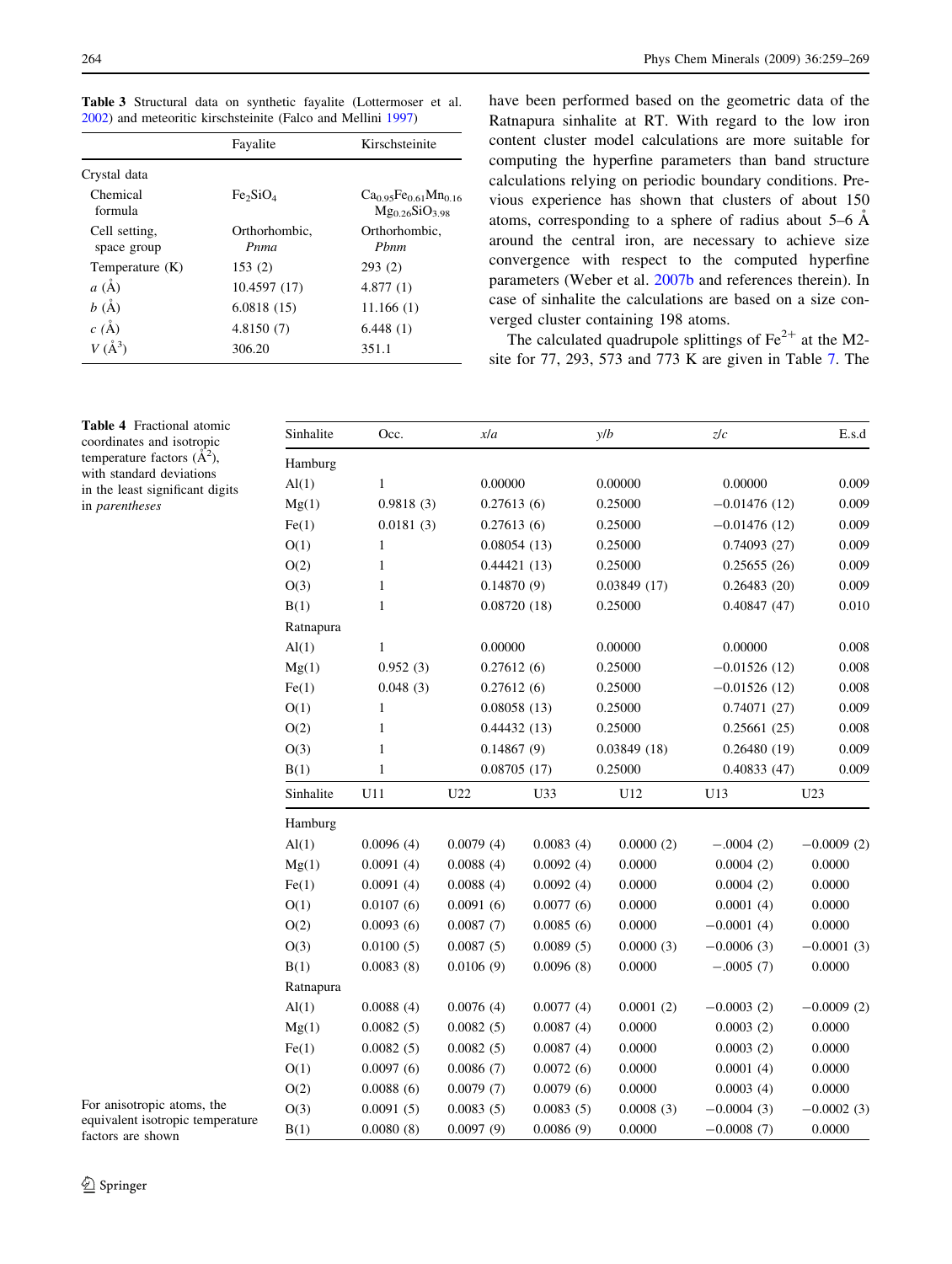**Table 3** Structural data on synthetic fayalite (Lottermoser et al. 2002) and meteoritic kirschsteinite (Falco and Mellini 1997)

| | Fayalite | Kirschsteinite |
|---|---|---|
| Crystal data | | |
| Chemical formula | $Fe_2SiO_4$ | $Ca_{0.95}Fe_{0.61}Mn_{0.16}Mg_{0.26}SiO_{3.98}$ |
| Cell setting, space group | Orthorhombic, *Pnma* | Orthorhombic, *Pbnm* |
| Temperature (K) | 153 (2) | 293 (2) |
| *a* (Å) | 10.4597 (17) | 4.877 (1) |
| *b* (Å) | 6.0818 (15) | 11.166 (1) |
| *c* (Å) | 4.8150 (7) | 6.448 (1) |
| *V* (Å$^3$) | 306.20 | 351.1 |

have been performed based on the geometric data of the Ratnapura sinhalite at RT. With regard to the low iron content cluster model calculations are more suitable for computing the hyperfine parameters than band structure calculations relying on periodic boundary conditions. Previous experience has shown that clusters of about 150 atoms, corresponding to a sphere of radius about 5–6 Å around the central iron, are necessary to achieve size convergence with respect to the computed hyperfine parameters (Weber et al. 2007b and references therein). In case of sinhalite the calculations are based on a size converged cluster containing 198 atoms.

The calculated quadrupole splittings of $Fe^{2+}$ at the M2-site for 77, 293, 573 and 773 K are given in Table 7. The

**Table 4** Fractional atomic coordinates and isotropic temperature factors (Å$^2$), with standard deviations in the least significant digits in *parentheses*

| Sinhalite | Occ. | *x*/*a* | *y*/*b* | *z*/*c* | E.s.d |
|---|---|---|---|---|---|
| Hamburg | | | | | |
| Al(1) | 1 | 0.00000 | 0.00000 | 0.00000 | 0.009 |
| Mg(1) | 0.9818 (3) | 0.27613 (6) | 0.25000 | −0.01476 (12) | 0.009 |
| Fe(1) | 0.0181 (3) | 0.27613 (6) | 0.25000 | −0.01476 (12) | 0.009 |
| O(1) | 1 | 0.08054 (13) | 0.25000 | 0.74093 (27) | 0.009 |
| O(2) | 1 | 0.44421 (13) | 0.25000 | 0.25655 (26) | 0.009 |
| O(3) | 1 | 0.14870 (9) | 0.03849 (17) | 0.26483 (20) | 0.009 |
| B(1) | 1 | 0.08720 (18) | 0.25000 | 0.40847 (47) | 0.010 |
| Ratnapura | | | | | |
| Al(1) | 1 | 0.00000 | 0.00000 | 0.00000 | 0.008 |
| Mg(1) | 0.952 (3) | 0.27612 (6) | 0.25000 | −0.01526 (12) | 0.008 |
| Fe(1) | 0.048 (3) | 0.27612 (6) | 0.25000 | −0.01526 (12) | 0.008 |
| O(1) | 1 | 0.08058 (13) | 0.25000 | 0.74071 (27) | 0.009 |
| O(2) | 1 | 0.44432 (13) | 0.25000 | 0.25661 (25) | 0.008 |
| O(3) | 1 | 0.14867 (9) | 0.03849 (18) | 0.26480 (19) | 0.009 |
| B(1) | 1 | 0.08705 (17) | 0.25000 | 0.40833 (47) | 0.009 |

| Sinhalite | U11 | U22 | U33 | U12 | U13 | U23 |
|---|---|---|---|---|---|---|
| Hamburg | | | | | | |
| Al(1) | 0.0096 (4) | 0.0079 (4) | 0.0083 (4) | 0.0000 (2) | −.0004 (2) | −0.0009 (2) |
| Mg(1) | 0.0091 (4) | 0.0088 (4) | 0.0092 (4) | 0.0000 | 0.0004 (2) | 0.0000 |
| Fe(1) | 0.0091 (4) | 0.0088 (4) | 0.0092 (4) | 0.0000 | 0.0004 (2) | 0.0000 |
| O(1) | 0.0107 (6) | 0.0091 (6) | 0.0077 (6) | 0.0000 | 0.0001 (4) | 0.0000 |
| O(2) | 0.0093 (6) | 0.0087 (7) | 0.0085 (6) | 0.0000 | −0.0001 (4) | 0.0000 |
| O(3) | 0.0100 (5) | 0.0087 (5) | 0.0089 (5) | 0.0000 (3) | −0.0006 (3) | −0.0001 (3) |
| B(1) | 0.0083 (8) | 0.0106 (9) | 0.0096 (8) | 0.0000 | −.0005 (7) | 0.0000 |
| Ratnapura | | | | | | |
| Al(1) | 0.0088 (4) | 0.0076 (4) | 0.0077 (4) | 0.0001 (2) | −0.0003 (2) | −0.0009 (2) |
| Mg(1) | 0.0082 (5) | 0.0082 (5) | 0.0087 (4) | 0.0000 | 0.0003 (2) | 0.0000 |
| Fe(1) | 0.0082 (5) | 0.0082 (5) | 0.0087 (4) | 0.0000 | 0.0003 (2) | 0.0000 |
| O(1) | 0.0097 (6) | 0.0086 (7) | 0.0072 (6) | 0.0000 | 0.0001 (4) | 0.0000 |
| O(2) | 0.0088 (6) | 0.0079 (7) | 0.0079 (6) | 0.0000 | 0.0003 (4) | 0.0000 |
| O(3) | 0.0091 (5) | 0.0083 (5) | 0.0083 (5) | 0.0008 (3) | −0.0004 (3) | −0.0002 (3) |
| B(1) | 0.0080 (8) | 0.0097 (9) | 0.0086 (9) | 0.0000 | −0.0008 (7) | 0.0000 |

For anisotropic atoms, the equivalent isotropic temperature factors are shown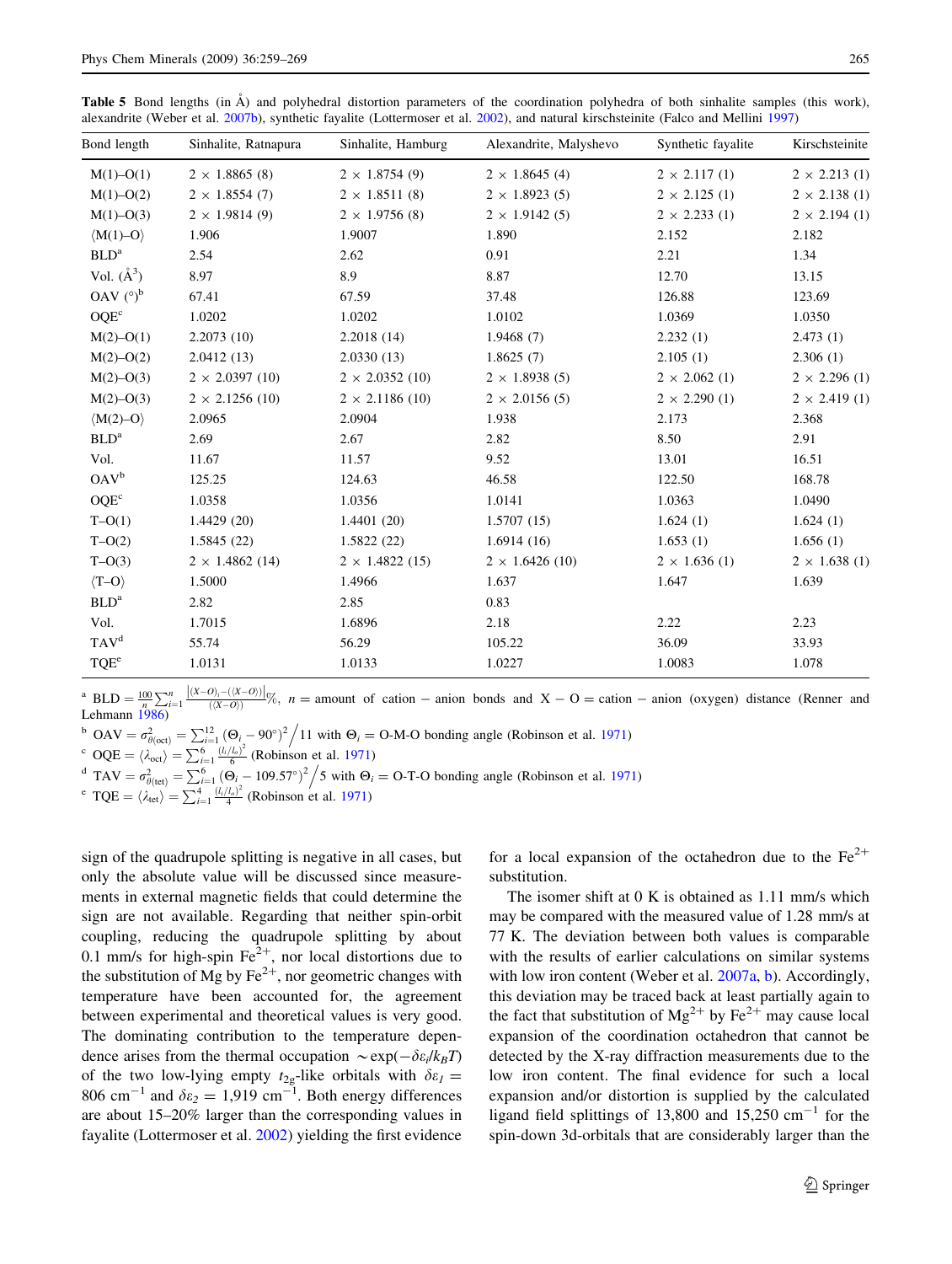**Table 5** Bond lengths (in Å) and polyhedral distortion parameters of the coordination polyhedra of both sinhalite samples (this work), alexandrite (Weber et al. 2007b), synthetic fayalite (Lottermoser et al. 2002), and natural kirschsteinite (Falco and Mellini 1997)

| Bond length | Sinhalite, Ratnapura | Sinhalite, Hamburg | Alexandrite, Malyshevo | Synthetic fayalite | Kirschsteinite |
|---|---|---|---|---|---|
| M(1)–O(1) | 2 × 1.8865 (8) | 2 × 1.8754 (9) | 2 × 1.8645 (4) | 2 × 2.117 (1) | 2 × 2.213 (1) |
| M(1)–O(2) | 2 × 1.8554 (7) | 2 × 1.8511 (8) | 2 × 1.8923 (5) | 2 × 2.125 (1) | 2 × 2.138 (1) |
| M(1)–O(3) | 2 × 1.9814 (9) | 2 × 1.9756 (8) | 2 × 1.9142 (5) | 2 × 2.233 (1) | 2 × 2.194 (1) |
| ⟨M(1)–O⟩ | 1.906 | 1.9007 | 1.890 | 2.152 | 2.182 |
| BLD[a] | 2.54 | 2.62 | 0.91 | 2.21 | 1.34 |
| Vol. (Å$^3$) | 8.97 | 8.9 | 8.87 | 12.70 | 13.15 |
| OAV (°)[b] | 67.41 | 67.59 | 37.48 | 126.88 | 123.69 |
| OQE[c] | 1.0202 | 1.0202 | 1.0102 | 1.0369 | 1.0350 |
| M(2)–O(1) | 2.2073 (10) | 2.2018 (14) | 1.9468 (7) | 2.232 (1) | 2.473 (1) |
| M(2)–O(2) | 2.0412 (13) | 2.0330 (13) | 1.8625 (7) | 2.105 (1) | 2.306 (1) |
| M(2)–O(3) | 2 × 2.0397 (10) | 2 × 2.0352 (10) | 2 × 1.8938 (5) | 2 × 2.062 (1) | 2 × 2.296 (1) |
| M(2)–O(3) | 2 × 2.1256 (10) | 2 × 2.1186 (10) | 2 × 2.0156 (5) | 2 × 2.290 (1) | 2 × 2.419 (1) |
| ⟨M(2)–O⟩ | 2.0965 | 2.0904 | 1.938 | 2.173 | 2.368 |
| BLD[a] | 2.69 | 2.67 | 2.82 | 8.50 | 2.91 |
| Vol. | 11.67 | 11.57 | 9.52 | 13.01 | 16.51 |
| OAV[b] | 125.25 | 124.63 | 46.58 | 122.50 | 168.78 |
| OQE[c] | 1.0358 | 1.0356 | 1.0141 | 1.0363 | 1.0490 |
| T–O(1) | 1.4429 (20) | 1.4401 (20) | 1.5707 (15) | 1.624 (1) | 1.624 (1) |
| T–O(2) | 1.5845 (22) | 1.5822 (22) | 1.6914 (16) | 1.653 (1) | 1.656 (1) |
| T–O(3) | 2 × 1.4862 (14) | 2 × 1.4822 (15) | 2 × 1.6426 (10) | 2 × 1.636 (1) | 2 × 1.638 (1) |
| ⟨T–O⟩ | 1.5000 | 1.4966 | 1.637 | 1.647 | 1.639 |
| BLD[a] | 2.82 | 2.85 | 0.83 | | |
| Vol. | 1.7015 | 1.6896 | 2.18 | 2.22 | 2.23 |
| TAV[d] | 55.74 | 56.29 | 105.22 | 36.09 | 33.93 |
| TQE[e] | 1.0131 | 1.0133 | 1.0227 | 1.0083 | 1.078 |

[a] $\mathrm{BLD} = \frac{100}{n}\sum_{i=1}^{n} \frac{|(X-O)_i - \langle (X-O) \rangle|}{\langle (X-O) \rangle}\%$, $n$ = amount of cation − anion bonds and X − O = cation − anion (oxygen) distance (Renner and Lehmann 1986)

[b] $\mathrm{OAV} = \sigma^2_{\theta(\mathrm{oct})} = \sum_{i=1}^{12} (\Theta_i - 90°)^2 / 11$ with $\Theta_i$ = O-M-O bonding angle (Robinson et al. 1971)

[c] $\mathrm{OQE} = \langle \lambda_{\mathrm{oct}} \rangle = \sum_{i=1}^{6} \frac{(l_i/l_o)^2}{6}$ (Robinson et al. 1971)

[d] $\mathrm{TAV} = \sigma^2_{\theta(\mathrm{tet})} = \sum_{i=1}^{6} (\Theta_i - 109.57°)^2 / 5$ with $\Theta_i$ = O-T-O bonding angle (Robinson et al. 1971)

[e] $\mathrm{TQE} = \langle \lambda_{\mathrm{tet}} \rangle = \sum_{i=1}^{4} \frac{(l_i/l_o)^2}{4}$ (Robinson et al. 1971)

sign of the quadrupole splitting is negative in all cases, but only the absolute value will be discussed since measurements in external magnetic fields that could determine the sign are not available. Regarding that neither spin-orbit coupling, reducing the quadrupole splitting by about 0.1 mm/s for high-spin $Fe^{2+}$, nor local distortions due to the substitution of Mg by $Fe^{2+}$, nor geometric changes with temperature have been accounted for, the agreement between experimental and theoretical values is very good. The dominating contribution to the temperature dependence arises from the thermal occupation $\sim\exp(-\delta\varepsilon_i/k_BT)$ of the two low-lying empty $t_{2g}$-like orbitals with $\delta\varepsilon_1 = 806\ \mathrm{cm}^{-1}$ and $\delta\varepsilon_2 = 1{,}919\ \mathrm{cm}^{-1}$. Both energy differences are about 15–20% larger than the corresponding values in fayalite (Lottermoser et al. 2002) yielding the first evidence for a local expansion of the octahedron due to the $Fe^{2+}$ substitution.

The isomer shift at 0 K is obtained as 1.11 mm/s which may be compared with the measured value of 1.28 mm/s at 77 K. The deviation between both values is comparable with the results of earlier calculations on similar systems with low iron content (Weber et al. 2007a, b). Accordingly, this deviation may be traced back at least partially again to the fact that substitution of $Mg^{2+}$ by $Fe^{2+}$ may cause local expansion of the coordination octahedron that cannot be detected by the X-ray diffraction measurements due to the low iron content. The final evidence for such a local expansion and/or distortion is supplied by the calculated ligand field splittings of 13,800 and 15,250 $\mathrm{cm}^{-1}$ for the spin-down 3d-orbitals that are considerably larger than the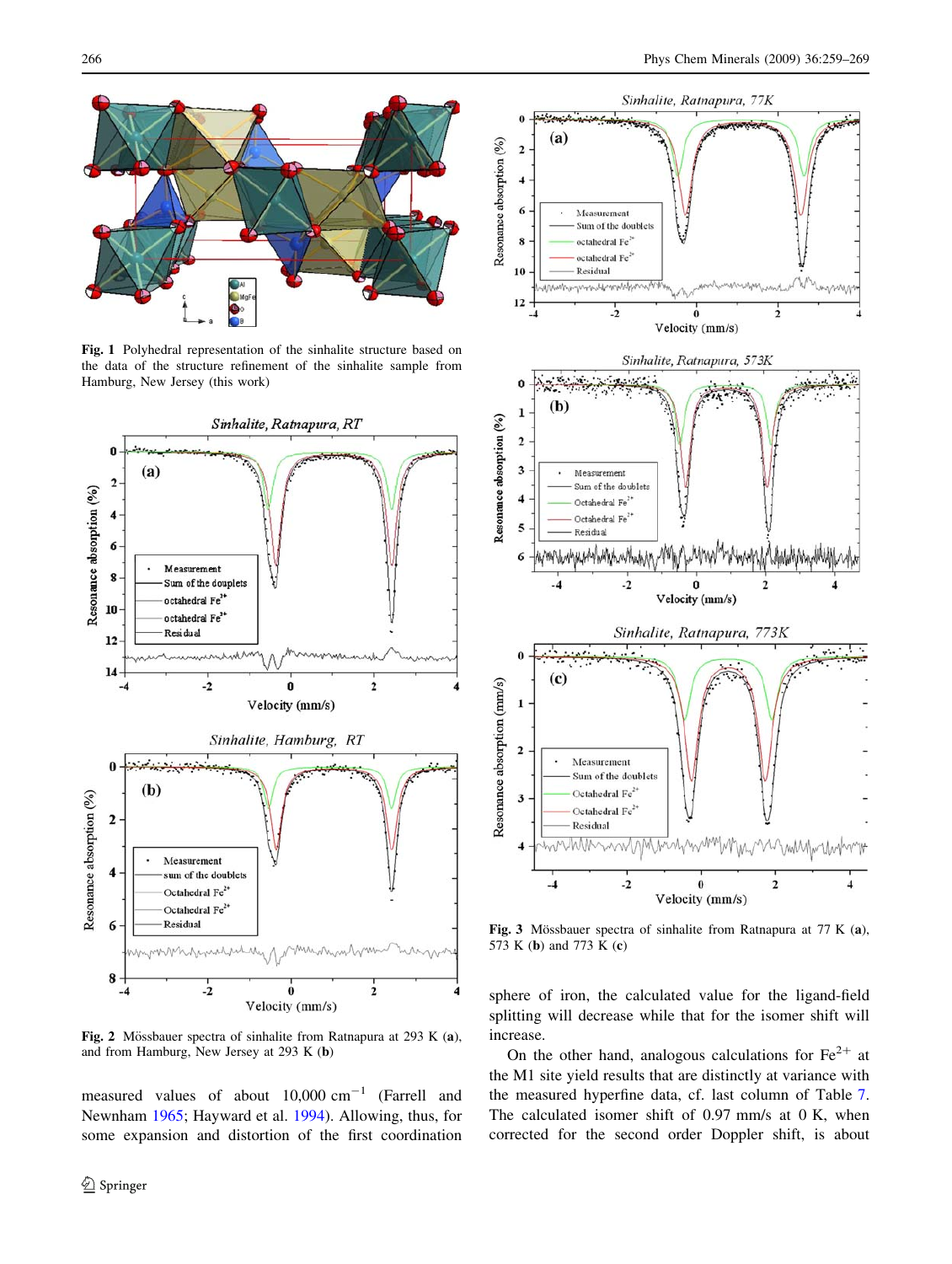**Fig. 1** Polyhedral representation of the sinhalite structure based on the data of the structure refinement of the sinhalite sample from Hamburg, New Jersey (this work)

**Fig. 2** Mössbauer spectra of sinhalite from Ratnapura at 293 K (**a**), and from Hamburg, New Jersey at 293 K (**b**)

measured values of about 10,000 $cm^{-1}$ (Farrell and Newnham 1965; Hayward et al. 1994). Allowing, thus, for some expansion and distortion of the first coordination sphere of iron, the calculated value for the ligand-field splitting will decrease while that for the isomer shift will increase.

**Fig. 3** Mössbauer spectra of sinhalite from Ratnapura at 77 K (**a**), 573 K (**b**) and 773 K (**c**)

On the other hand, analogous calculations for $Fe^{2+}$ at the M1 site yield results that are distinctly at variance with the measured hyperfine data, cf. last column of Table 7. The calculated isomer shift of 0.97 mm/s at 0 K, when corrected for the second order Doppler shift, is about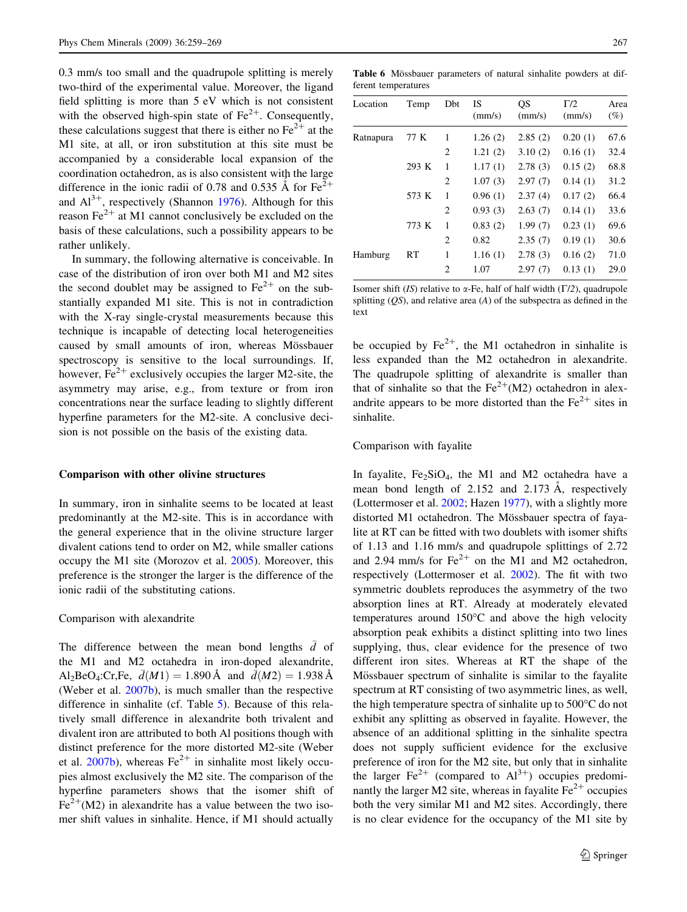0.3 mm/s too small and the quadrupole splitting is merely two-third of the experimental value. Moreover, the ligand field splitting is more than 5 eV which is not consistent with the observed high-spin state of $Fe^{2+}$. Consequently, these calculations suggest that there is either no $Fe^{2+}$ at the M1 site, at all, or iron substitution at this site must be accompanied by a considerable local expansion of the coordination octahedron, as is also consistent with the large difference in the ionic radii of 0.78 and 0.535 Å for $Fe^{2+}$ and $Al^{3+}$, respectively (Shannon 1976). Although for this reason $Fe^{2+}$ at M1 cannot conclusively be excluded on the basis of these calculations, such a possibility appears to be rather unlikely.

In summary, the following alternative is conceivable. In case of the distribution of iron over both M1 and M2 sites the second doublet may be assigned to $Fe^{2+}$ on the substantially expanded M1 site. This is not in contradiction with the X-ray single-crystal measurements because this technique is incapable of detecting local heterogeneities caused by small amounts of iron, whereas Mössbauer spectroscopy is sensitive to the local surroundings. If, however, $Fe^{2+}$ exclusively occupies the larger M2-site, the asymmetry may arise, e.g., from texture or from iron concentrations near the surface leading to slightly different hyperfine parameters for the M2-site. A conclusive decision is not possible on the basis of the existing data.

## Comparison with other olivine structures

In summary, iron in sinhalite seems to be located at least predominantly at the M2-site. This is in accordance with the general experience that in the olivine structure larger divalent cations tend to order on M2, while smaller cations occupy the M1 site (Morozov et al. 2005). Moreover, this preference is the stronger the larger is the difference of the ionic radii of the substituting cations.

### Comparison with alexandrite

The difference between the mean bond lengths $\bar{d}$ of the M1 and M2 octahedra in iron-doped alexandrite, $Al_2BeO_4$:Cr,Fe, $\bar{d}(M1) = 1.890$ Å and $\bar{d}(M2) = 1.938$ Å (Weber et al. 2007b), is much smaller than the respective difference in sinhalite (cf. Table 5). Because of this relatively small difference in alexandrite both trivalent and divalent iron are attributed to both Al positions though with distinct preference for the more distorted M2-site (Weber et al. 2007b), whereas $Fe^{2+}$ in sinhalite most likely occupies almost exclusively the M2 site. The comparison of the hyperfine parameters shows that the isomer shift of $Fe^{2+}$(M2) in alexandrite has a value between the two isomer shift values in sinhalite. Hence, if M1 should actually be occupied by $Fe^{2+}$, the M1 octahedron in sinhalite is less expanded than the M2 octahedron in alexandrite. The quadrupole splitting of alexandrite is smaller than that of sinhalite so that the $Fe^{2+}$(M2) octahedron in alexandrite appears to be more distorted than the $Fe^{2+}$ sites in sinhalite.

**Table 6** Mössbauer parameters of natural sinhalite powders at different temperatures

| Location | Temp | Dbt | IS (mm/s) | QS (mm/s) | Γ/2 (mm/s) | Area (%) |
|---|---|---|---|---|---|---|
| Ratnapura | 77 K | 1 | 1.26 (2) | 2.85 (2) | 0.20 (1) | 67.6 |
| | | 2 | 1.21 (2) | 3.10 (2) | 0.16 (1) | 32.4 |
| | 293 K | 1 | 1.17 (1) | 2.78 (3) | 0.15 (2) | 68.8 |
| | | 2 | 1.07 (3) | 2.97 (7) | 0.14 (1) | 31.2 |
| | 573 K | 1 | 0.96 (1) | 2.37 (4) | 0.17 (2) | 66.4 |
| | | 2 | 0.93 (3) | 2.63 (7) | 0.14 (1) | 33.6 |
| | 773 K | 1 | 0.83 (2) | 1.99 (7) | 0.23 (1) | 69.6 |
| | | 2 | 0.82 | 2.35 (7) | 0.19 (1) | 30.6 |
| Hamburg | RT | 1 | 1.16 (1) | 2.78 (3) | 0.16 (2) | 71.0 |
| | | 2 | 1.07 | 2.97 (7) | 0.13 (1) | 29.0 |

Isomer shift (*IS*) relative to α-Fe, half of half width (*Γ/2*), quadrupole splitting (*QS*), and relative area (*A*) of the subspectra as defined in the text

### Comparison with fayalite

In fayalite, $Fe_2SiO_4$, the M1 and M2 octahedra have a mean bond length of 2.152 and 2.173 Å, respectively (Lottermoser et al. 2002; Hazen 1977), with a slightly more distorted M1 octahedron. The Mössbauer spectra of fayalite at RT can be fitted with two doublets with isomer shifts of 1.13 and 1.16 mm/s and quadrupole splittings of 2.72 and 2.94 mm/s for $Fe^{2+}$ on the M1 and M2 octahedron, respectively (Lottermoser et al. 2002). The fit with two symmetric doublets reproduces the asymmetry of the two absorption lines at RT. Already at moderately elevated temperatures around 150°C and above the high velocity absorption peak exhibits a distinct splitting into two lines supplying, thus, clear evidence for the presence of two different iron sites. Whereas at RT the shape of the Mössbauer spectrum of sinhalite is similar to the fayalite spectrum at RT consisting of two asymmetric lines, as well, the high temperature spectra of sinhalite up to 500°C do not exhibit any splitting as observed in fayalite. However, the absence of an additional splitting in the sinhalite spectra does not supply sufficient evidence for the exclusive preference of iron for the M2 site, but only that in sinhalite the larger $Fe^{2+}$ (compared to $Al^{3+}$) occupies predominantly the larger M2 site, whereas in fayalite $Fe^{2+}$ occupies both the very similar M1 and M2 sites. Accordingly, there is no clear evidence for the occupancy of the M1 site by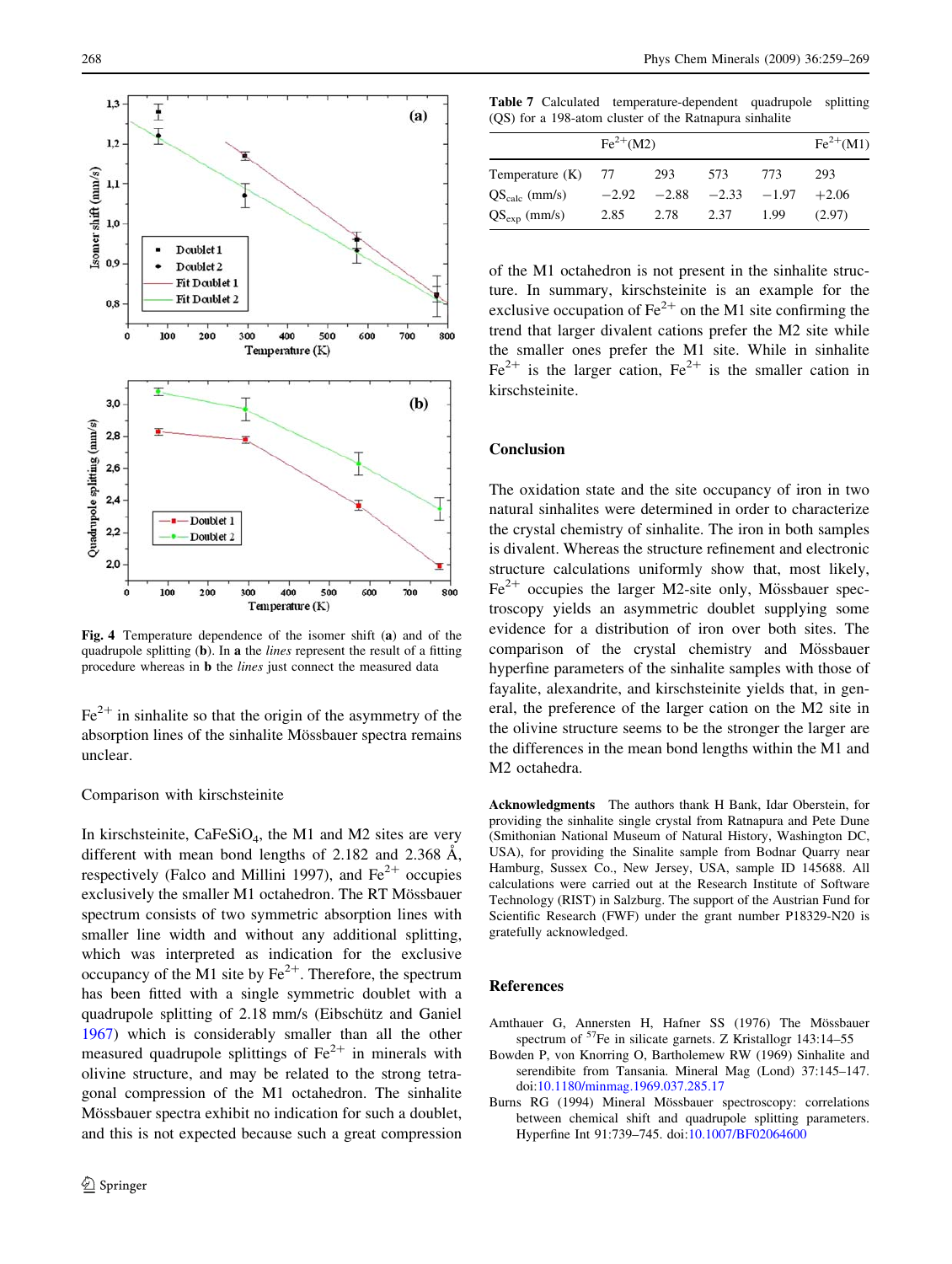(a)

Isomer shift (mm/s)

1,3
1,2
1,1
1,0
0,9
0,8

Doublet 1
Doublet 2
Fit Doublet 1
Fit Doublet 2

0 100 200 300 400 500 600 700 800
Temperature (K)

(b)

Quadrupole splitting (mm/s)

3,0
2,8
2,6
2,4
2,2
2,0

Doublet 1
Doublet 2

0 100 200 300 400 500 600 700 800
Temperature (K)

**Fig. 4** Temperature dependence of the isomer shift (**a**) and of the quadrupole splitting (**b**). In **a** the *lines* represent the result of a fitting procedure whereas in **b** the *lines* just connect the measured data

$Fe^{2+}$ in sinhalite so that the origin of the asymmetry of the absorption lines of the sinhalite Mössbauer spectra remains unclear.

### Comparison with kirschsteinite

In kirschsteinite, $CaFeSiO_4$, the M1 and M2 sites are very different with mean bond lengths of 2.182 and 2.368 Å, respectively (Falco and Millini 1997), and $Fe^{2+}$ occupies exclusively the smaller M1 octahedron. The RT Mössbauer spectrum consists of two symmetric absorption lines with smaller line width and without any additional splitting, which was interpreted as indication for the exclusive occupancy of the M1 site by $Fe^{2+}$. Therefore, the spectrum has been fitted with a single symmetric doublet with a quadrupole splitting of 2.18 mm/s (Eibschütz and Ganiel 1967) which is considerably smaller than all the other measured quadrupole splittings of $Fe^{2+}$ in minerals with olivine structure, and may be related to the strong tetragonal compression of the M1 octahedron. The sinhalite Mössbauer spectra exhibit no indication for such a doublet, and this is not expected because such a great compression of the M1 octahedron is not present in the sinhalite structure. In summary, kirschsteinite is an example for the exclusive occupation of $Fe^{2+}$ on the M1 site confirming the trend that larger divalent cations prefer the M2 site while the smaller ones prefer the M1 site. While in sinhalite $Fe^{2+}$ is the larger cation, $Fe^{2+}$ is the smaller cation in kirschsteinite.

**Table 7** Calculated temperature-dependent quadrupole splitting (QS) for a 198-atom cluster of the Ratnapura sinhalite

| | $Fe^{2+}$(M2) | | | | $Fe^{2+}$(M1) |
|---|---|---|---|---|---|
| Temperature (K) | 77 | 293 | 573 | 773 | 293 |
| $QS_{calc}$ (mm/s) | −2.92 | −2.88 | −2.33 | −1.97 | +2.06 |
| $QS_{exp}$ (mm/s) | 2.85 | 2.78 | 2.37 | 1.99 | (2.97) |

## Conclusion

The oxidation state and the site occupancy of iron in two natural sinhalites were determined in order to characterize the crystal chemistry of sinhalite. The iron in both samples is divalent. Whereas the structure refinement and electronic structure calculations uniformly show that, most likely, $Fe^{2+}$ occupies the larger M2-site only, Mössbauer spectroscopy yields an asymmetric doublet supplying some evidence for a distribution of iron over both sites. The comparison of the crystal chemistry and Mössbauer hyperfine parameters of the sinhalite samples with those of fayalite, alexandrite, and kirschsteinite yields that, in general, the preference of the larger cation on the M2 site in the olivine structure seems to be the stronger the larger are the differences in the mean bond lengths within the M1 and M2 octahedra.

**Acknowledgments** The authors thank H Bank, Idar Oberstein, for providing the sinhalite single crystal from Ratnapura and Pete Dune (Smithonian National Museum of Natural History, Washington DC, USA), for providing the Sinalite sample from Bodnar Quarry near Hamburg, Sussex Co., New Jersey, USA, sample ID 145688. All calculations were carried out at the Research Institute of Software Technology (RIST) in Salzburg. The support of the Austrian Fund for Scientific Research (FWF) under the grant number P18329-N20 is gratefully acknowledged.

## References

Amthauer G, Annersten H, Hafner SS (1976) The Mössbauer spectrum of $^{57}$Fe in silicate garnets. Z Kristallogr 143:14–55

Bowden P, von Knorring O, Bartholemew RW (1969) Sinhalite and serendibite from Tansania. Mineral Mag (Lond) 37:145–147. doi:10.1180/minmag.1969.037.285.17

Burns RG (1994) Mineral Mössbauer spectroscopy: correlations between chemical shift and quadrupole splitting parameters. Hyperfine Int 91:739–745. doi:10.1007/BF02064600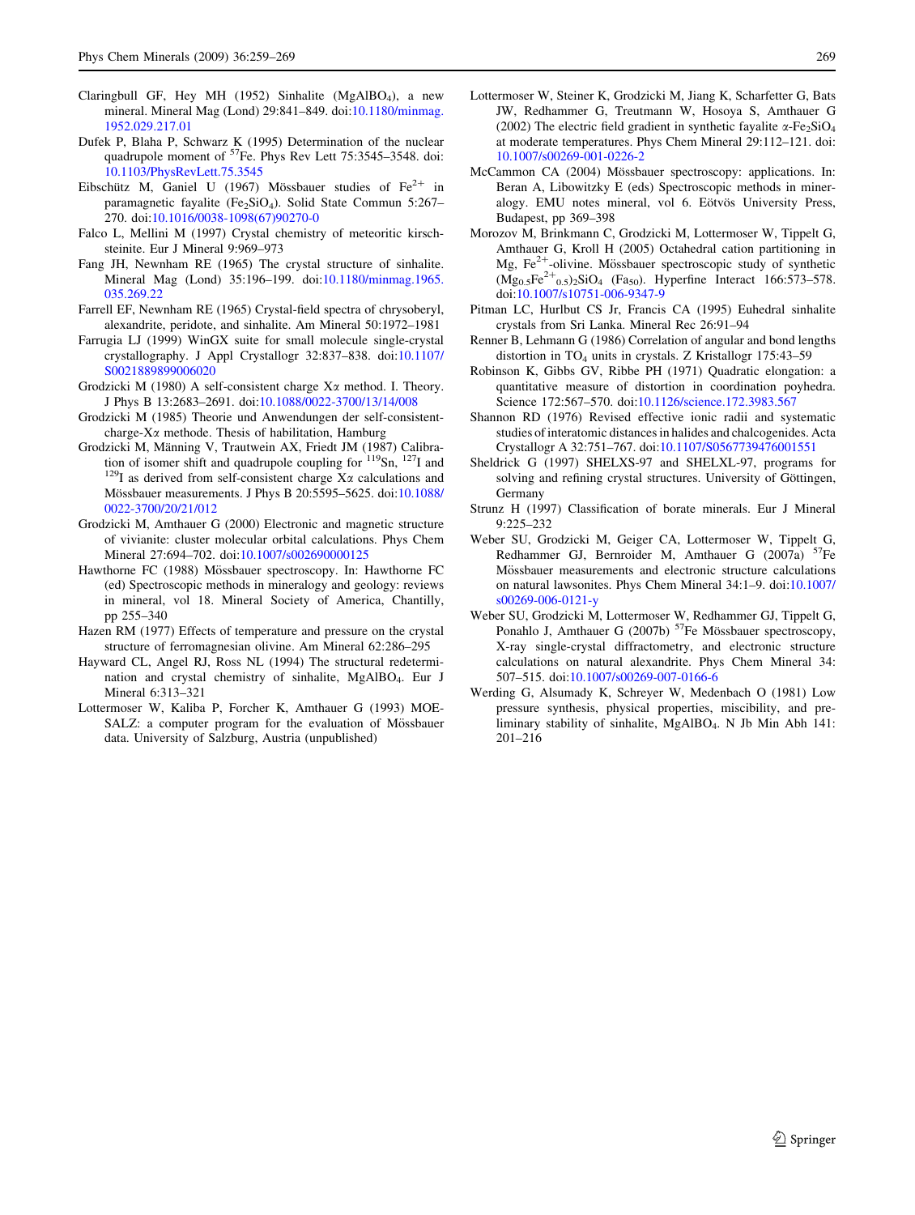Claringbull GF, Hey MH (1952) Sinhalite ($MgAlBO_4$), a new mineral. Mineral Mag (Lond) 29:841–849. doi:10.1180/minmag.1952.029.217.01

Dufek P, Blaha P, Schwarz K (1995) Determination of the nuclear quadrupole moment of $^{57}Fe$. Phys Rev Lett 75:3545–3548. doi:10.1103/PhysRevLett.75.3545

Eibschütz M, Ganiel U (1967) Mössbauer studies of $Fe^{2+}$ in paramagnetic fayalite ($Fe_2SiO_4$). Solid State Commun 5:267–270. doi:10.1016/0038-1098(67)90270-0

Falco L, Mellini M (1997) Crystal chemistry of meteoritic kirschsteinite. Eur J Mineral 9:969–973

Fang JH, Newnham RE (1965) The crystal structure of sinhalite. Mineral Mag (Lond) 35:196–199. doi:10.1180/minmag.1965.035.269.22

Farrell EF, Newnham RE (1965) Crystal-field spectra of chrysoberyl, alexandrite, peridote, and sinhalite. Am Mineral 50:1972–1981

Farrugia LJ (1999) WinGX suite for small molecule single-crystal crystallography. J Appl Crystallogr 32:837–838. doi:10.1107/S0021889899006020

Grodzicki M (1980) A self-consistent charge Xα method. I. Theory. J Phys B 13:2683–2691. doi:10.1088/0022-3700/13/14/008

Grodzicki M (1985) Theorie und Anwendungen der self-consistent-charge-Xα methode. Thesis of habilitation, Hamburg

Grodzicki M, Männing V, Trautwein AX, Friedt JM (1987) Calibration of isomer shift and quadrupole coupling for $^{119}Sn$, $^{127}I$ and $^{129}I$ as derived from self-consistent charge Xα calculations and Mössbauer measurements. J Phys B 20:5595–5625. doi:10.1088/0022-3700/20/21/012

Grodzicki M, Amthauer G (2000) Electronic and magnetic structure of vivianite: cluster molecular orbital calculations. Phys Chem Mineral 27:694–702. doi:10.1007/s002690000125

Hawthorne FC (1988) Mössbauer spectroscopy. In: Hawthorne FC (ed) Spectroscopic methods in mineralogy and geology: reviews in mineral, vol 18. Mineral Society of America, Chantilly, pp 255–340

Hazen RM (1977) Effects of temperature and pressure on the crystal structure of ferromagnesian olivine. Am Mineral 62:286–295

Hayward CL, Angel RJ, Ross NL (1994) The structural redetermination and crystal chemistry of sinhalite, $MgAlBO_4$. Eur J Mineral 6:313–321

Lottermoser W, Kaliba P, Forcher K, Amthauer G (1993) MOESALZ: a computer program for the evaluation of Mössbauer data. University of Salzburg, Austria (unpublished)

Lottermoser W, Steiner K, Grodzicki M, Jiang K, Scharfetter G, Bats JW, Redhammer G, Treutmann W, Hosoya S, Amthauer G (2002) The electric field gradient in synthetic fayalite α-$Fe_2SiO_4$ at moderate temperatures. Phys Chem Mineral 29:112–121. doi:10.1007/s00269-001-0226-2

McCammon CA (2004) Mössbauer spectroscopy: applications. In: Beran A, Libowitzky E (eds) Spectroscopic methods in mineralogy. EMU notes mineral, vol 6. Eötvös University Press, Budapest, pp 369–398

Morozov M, Brinkmann C, Grodzicki M, Lottermoser W, Tippelt G, Amthauer G, Kroll H (2005) Octahedral cation partitioning in Mg, $Fe^{2+}$-olivine. Mössbauer spectroscopic study of synthetic $(Mg_{0.5}Fe^{2+}_{0.5})_2SiO_4$ ($Fa_{50}$). Hyperfine Interact 166:573–578. doi:10.1007/s10751-006-9347-9

Pitman LC, Hurlbut CS Jr, Francis CA (1995) Euhedral sinhalite crystals from Sri Lanka. Mineral Rec 26:91–94

Renner B, Lehmann G (1986) Correlation of angular and bond lengths distortion in $TO_4$ units in crystals. Z Kristallogr 175:43–59

Robinson K, Gibbs GV, Ribbe PH (1971) Quadratic elongation: a quantitative measure of distortion in coordination poyhedra. Science 172:567–570. doi:10.1126/science.172.3983.567

Shannon RD (1976) Revised effective ionic radii and systematic studies of interatomic distances in halides and chalcogenides. Acta Crystallogr A 32:751–767. doi:10.1107/S0567739476001551

Sheldrick G (1997) SHELXS-97 and SHELXL-97, programs for solving and refining crystal structures. University of Göttingen, Germany

Strunz H (1997) Classification of borate minerals. Eur J Mineral 9:225–232

Weber SU, Grodzicki M, Geiger CA, Lottermoser W, Tippelt G, Redhammer GJ, Bernroider M, Amthauer G (2007a) $^{57}Fe$ Mössbauer measurements and electronic structure calculations on natural lawsonites. Phys Chem Mineral 34:1–9. doi:10.1007/s00269-006-0121-y

Weber SU, Grodzicki M, Lottermoser W, Redhammer GJ, Tippelt G, Ponahlo J, Amthauer G (2007b) $^{57}Fe$ Mössbauer spectroscopy, X-ray single-crystal diffractometry, and electronic structure calculations on natural alexandrite. Phys Chem Mineral 34:507–515. doi:10.1007/s00269-007-0166-6

Werding G, Alsumady K, Schreyer W, Medenbach O (1981) Low pressure synthesis, physical properties, miscibility, and preliminary stability of sinhalite, $MgAlBO_4$. N Jb Min Abh 141:201–216